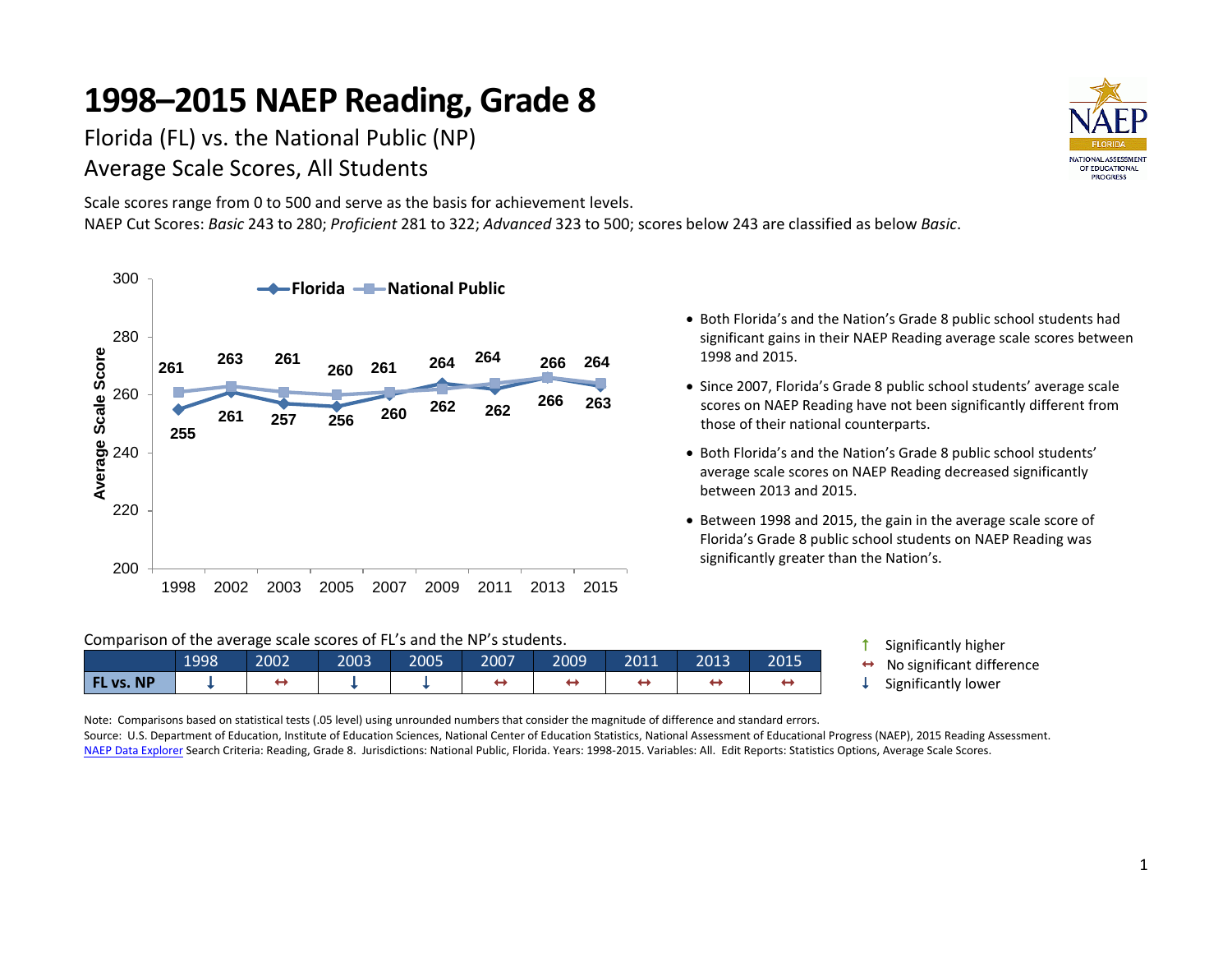# 1998–2015 NAEP Reading, Grade 8

Florida (FL) vs. the National Public (NP)

Average Scale Scores, All Students

Scale scores range from 0 to 500 and serve as the basis for achievement levels.

NAEP Cut Scores: *Basic* 243 to 280; *Proficient* 281 to 322; *Advanced* 323 to 500; scores below 243 are classified as below *Basic*.

| Year | Florida | National Public |
| --- | --- | --- |
| 1998 | 255 | 261 |
| 2002 | 261 | 263 |
| 2003 | 257 | 261 |
| 2005 | 256 | 260 |
| 2007 | 260 | 261 |
| 2009 | 264 | 262 |
| 2011 | 262 | 264 |
| 2013 | 266 | 266 |
| 2015 | 263 | 264 |

- Both Florida's and the Nation's Grade 8 public school students had significant gains in their NAEP Reading average scale scores between 1998 and 2015.
- Since 2007, Florida's Grade 8 public school students' average scale scores on NAEP Reading have not been significantly different from those of their national counterparts.
- Both Florida's and the Nation's Grade 8 public school students' average scale scores on NAEP Reading decreased significantly between 2013 and 2015.
- Between 1998 and 2015, the gain in the average scale score of Florida's Grade 8 public school students on NAEP Reading was significantly greater than the Nation's.

Comparison of the average scale scores of FL's and the NP's students.

| | 1998 | 2002 | 2003 | 2005 | 2007 | 2009 | 2011 | 2013 | 2015 |
| --- | --- | --- | --- | --- | --- | --- | --- | --- | --- |
| **FL vs. NP** | ↓ | ↔ | ↓ | ↓ | ↔ | ↔ | ↔ | ↔ | ↔ |

↑ Significantly higher
↔ No significant difference
↓ Significantly lower

Note: Comparisons based on statistical tests (.05 level) using unrounded numbers that consider the magnitude of difference and standard errors.

Source: U.S. Department of Education, Institute of Education Sciences, National Center of Education Statistics, National Assessment of Educational Progress (NAEP), 2015 Reading Assessment.

NAEP Data Explorer Search Criteria: Reading, Grade 8. Jurisdictions: National Public, Florida. Years: 1998-2015. Variables: All. Edit Reports: Statistics Options, Average Scale Scores.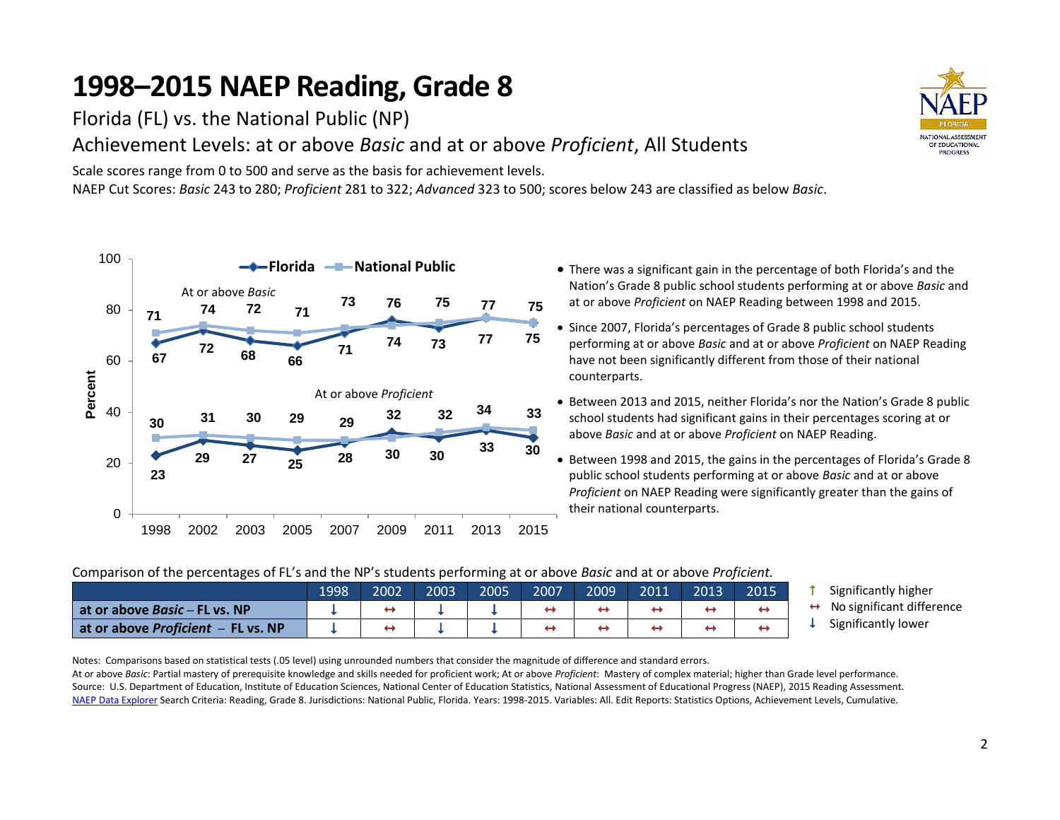# 1998–2015 NAEP Reading, Grade 8

Florida (FL) vs. the National Public (NP)

Achievement Levels: at or above *Basic* and at or above *Proficient*, All Students

Scale scores range from 0 to 500 and serve as the basis for achievement levels.

NAEP Cut Scores: *Basic* 243 to 280; *Proficient* 281 to 322; *Advanced* 323 to 500; scores below 243 are classified as below *Basic*.

| | 1998 | 2002 | 2003 | 2005 | 2007 | 2009 | 2011 | 2013 | 2015 |
|---|---|---|---|---|---|---|---|---|---|
| At or above *Basic* – Florida | 67 | 72 | 68 | 66 | 71 | 76 | 73 | 77 | 75 |
| At or above *Basic* – National Public | 71 | 74 | 72 | 71 | 73 | 74 | 75 | 77 | 75 |
| At or above *Proficient* – Florida | 23 | 29 | 27 | 25 | 28 | 32 | 30 | 34 | 30 |
| At or above *Proficient* – National Public | 30 | 31 | 30 | 29 | 29 | 30 | 32 | 33 | 33 |

- There was a significant gain in the percentage of both Florida's and the Nation's Grade 8 public school students performing at or above *Basic* and at or above *Proficient* on NAEP Reading between 1998 and 2015.
- Since 2007, Florida's percentages of Grade 8 public school students performing at or above *Basic* and at or above *Proficient* on NAEP Reading have not been significantly different from those of their national counterparts.
- Between 2013 and 2015, neither Florida's nor the Nation's Grade 8 public school students had significant gains in their percentages scoring at or above *Basic* and at or above *Proficient* on NAEP Reading.
- Between 1998 and 2015, the gains in the percentages of Florida's Grade 8 public school students performing at or above *Basic* and at or above *Proficient* on NAEP Reading were significantly greater than the gains of their national counterparts.

Comparison of the percentages of FL's and the NP's students performing at or above *Basic* and at or above *Proficient.*

| | 1998 | 2002 | 2003 | 2005 | 2007 | 2009 | 2011 | 2013 | 2015 |
|---|---|---|---|---|---|---|---|---|---|
| **at or above *Basic* – FL vs. NP** | ↓ | ↔ | ↓ | ↓ | ↔ | ↔ | ↔ | ↔ | ↔ |
| **at or above *Proficient* – FL vs. NP** | ↓ | ↔ | ↓ | ↓ | ↔ | ↔ | ↔ | ↔ | ↔ |

↑ Significantly higher
↔ No significant difference
↓ Significantly lower

Notes: Comparisons based on statistical tests (.05 level) using unrounded numbers that consider the magnitude of difference and standard errors.

At or above *Basic*: Partial mastery of prerequisite knowledge and skills needed for proficient work; At or above *Proficient*: Mastery of complex material; higher than Grade level performance.

Source: U.S. Department of Education, Institute of Education Sciences, National Center of Education Statistics, National Assessment of Educational Progress (NAEP), 2015 Reading Assessment.

NAEP Data Explorer Search Criteria: Reading, Grade 8. Jurisdictions: National Public, Florida. Years: 1998-2015. Variables: All. Edit Reports: Statistics Options, Achievement Levels, Cumulative.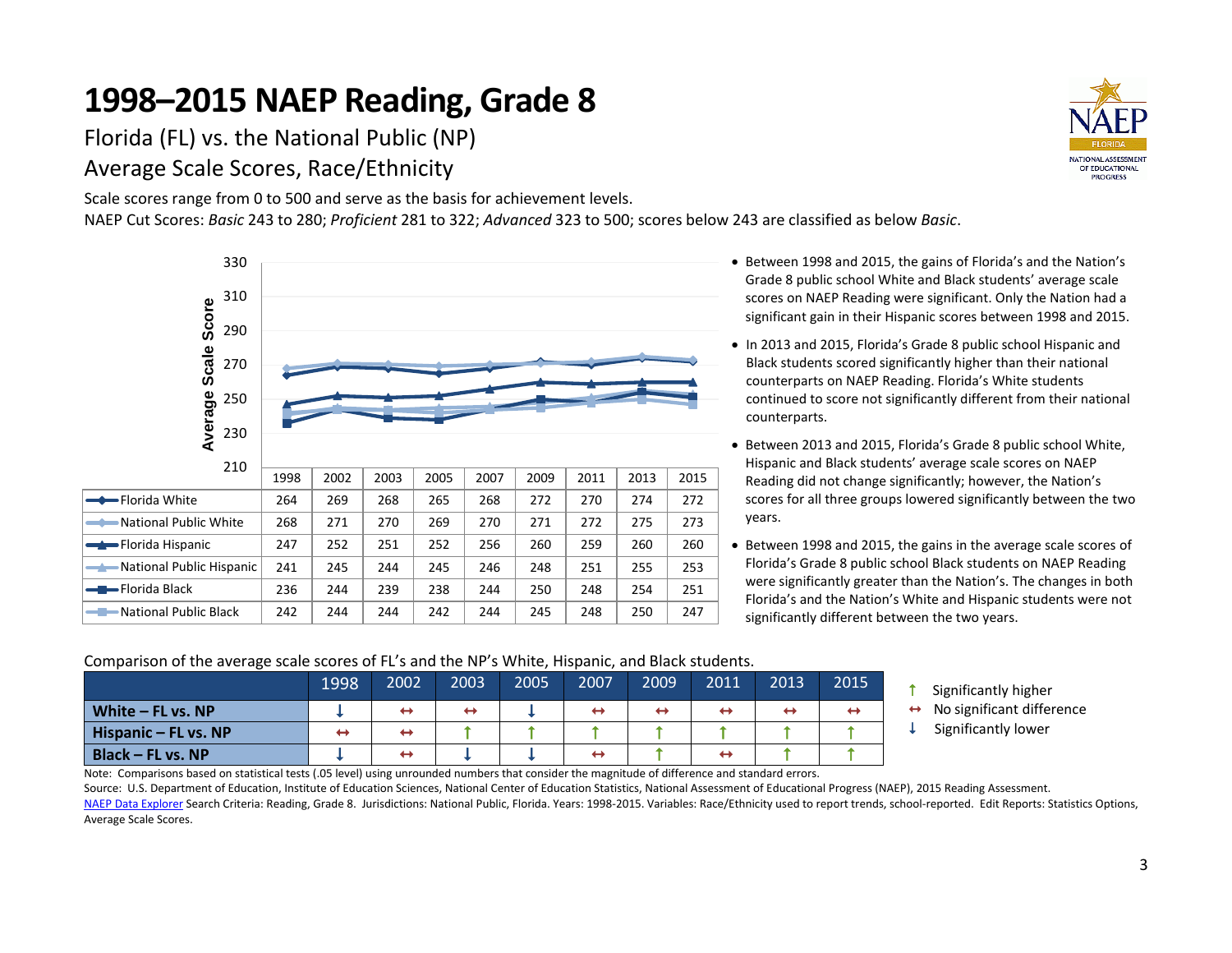# 1998–2015 NAEP Reading, Grade 8

## Florida (FL) vs. the National Public (NP)

## Average Scale Scores, Race/Ethnicity

Scale scores range from 0 to 500 and serve as the basis for achievement levels.

NAEP Cut Scores: *Basic* 243 to 280; *Proficient* 281 to 322; *Advanced* 323 to 500; scores below 243 are classified as below *Basic*.

| | 1998 | 2002 | 2003 | 2005 | 2007 | 2009 | 2011 | 2013 | 2015 |
|---|---|---|---|---|---|---|---|---|---|
| Florida White | 264 | 269 | 268 | 265 | 268 | 272 | 270 | 274 | 272 |
| National Public White | 268 | 271 | 270 | 269 | 270 | 271 | 272 | 275 | 273 |
| Florida Hispanic | 247 | 252 | 251 | 252 | 256 | 260 | 259 | 260 | 260 |
| National Public Hispanic | 241 | 245 | 244 | 245 | 246 | 248 | 251 | 255 | 253 |
| Florida Black | 236 | 244 | 239 | 238 | 244 | 250 | 248 | 254 | 251 |
| National Public Black | 242 | 244 | 244 | 242 | 244 | 245 | 248 | 250 | 247 |

- Between 1998 and 2015, the gains of Florida's and the Nation's Grade 8 public school White and Black students' average scale scores on NAEP Reading were significant. Only the Nation had a significant gain in their Hispanic scores between 1998 and 2015.
- In 2013 and 2015, Florida's Grade 8 public school Hispanic and Black students scored significantly higher than their national counterparts on NAEP Reading. Florida's White students continued to score not significantly different from their national counterparts.
- Between 2013 and 2015, Florida's Grade 8 public school White, Hispanic and Black students' average scale scores on NAEP Reading did not change significantly; however, the Nation's scores for all three groups lowered significantly between the two years.
- Between 1998 and 2015, the gains in the average scale scores of Florida's Grade 8 public school Black students on NAEP Reading were significantly greater than the Nation's. The changes in both Florida's and the Nation's White and Hispanic students were not significantly different between the two years.

Comparison of the average scale scores of FL's and the NP's White, Hispanic, and Black students.

| | 1998 | 2002 | 2003 | 2005 | 2007 | 2009 | 2011 | 2013 | 2015 |
|---|---|---|---|---|---|---|---|---|---|
| **White – FL vs. NP** | ↓ | ↔ | ↔ | ↓ | ↔ | ↔ | ↔ | ↔ | ↔ |
| **Hispanic – FL vs. NP** | ↔ | ↔ | ↑ | ↑ | ↑ | ↑ | ↑ | ↑ | ↑ |
| **Black – FL vs. NP** | ↓ | ↔ | ↓ | ↓ | ↔ | ↑ | ↔ | ↑ | ↑ |

↑ Significantly higher
↔ No significant difference
↓ Significantly lower

Note: Comparisons based on statistical tests (.05 level) using unrounded numbers that consider the magnitude of difference and standard errors.

Source: U.S. Department of Education, Institute of Education Sciences, National Center of Education Statistics, National Assessment of Educational Progress (NAEP), 2015 Reading Assessment.

NAEP Data Explorer Search Criteria: Reading, Grade 8. Jurisdictions: National Public, Florida. Years: 1998-2015. Variables: Race/Ethnicity used to report trends, school-reported. Edit Reports: Statistics Options, Average Scale Scores.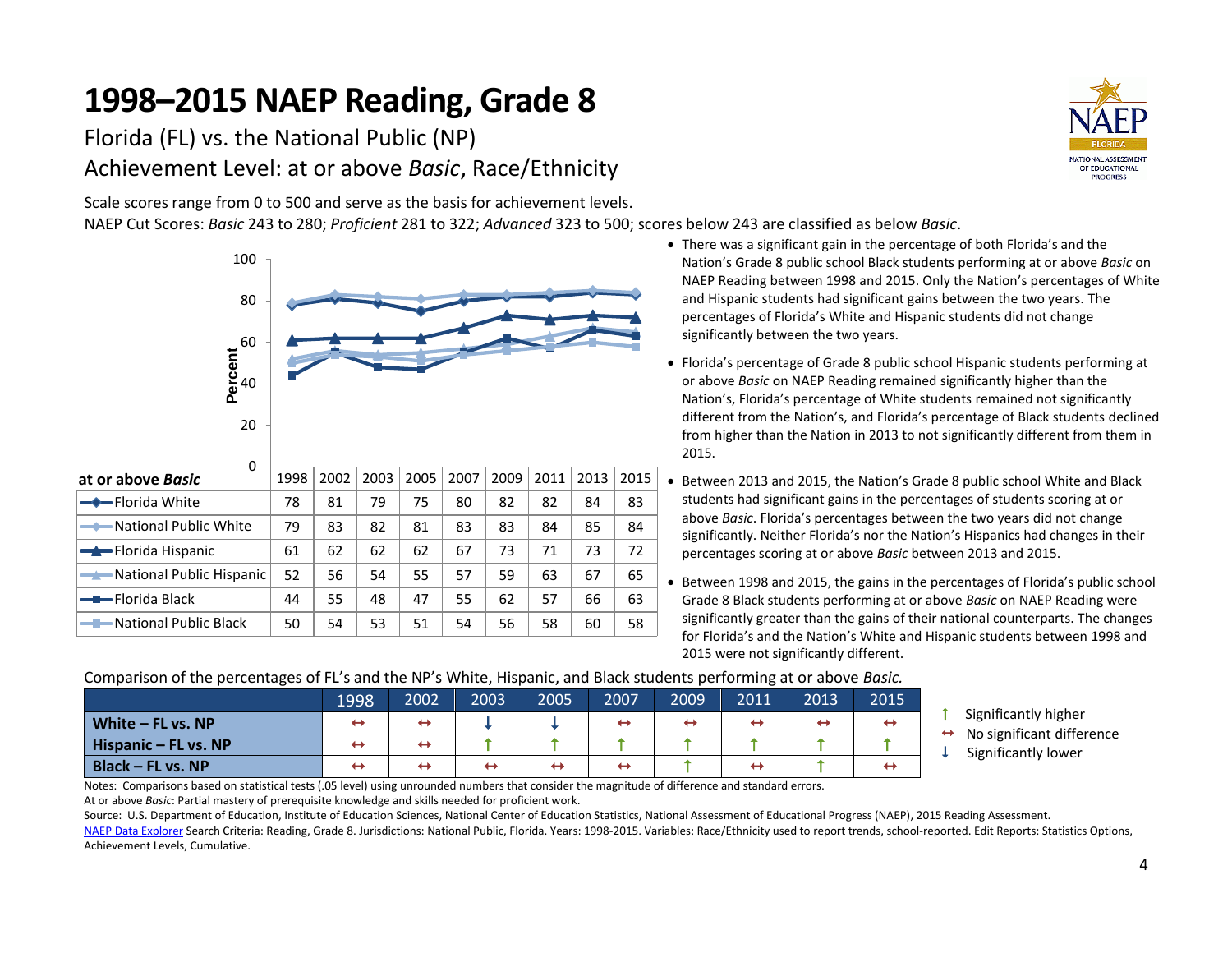# 1998–2015 NAEP Reading, Grade 8

Florida (FL) vs. the National Public (NP)

Achievement Level: at or above *Basic*, Race/Ethnicity

Scale scores range from 0 to 500 and serve as the basis for achievement levels.

NAEP Cut Scores: *Basic* 243 to 280; *Proficient* 281 to 322; *Advanced* 323 to 500; scores below 243 are classified as below *Basic*.

| at or above *Basic* | 1998 | 2002 | 2003 | 2005 | 2007 | 2009 | 2011 | 2013 | 2015 |
|---|---|---|---|---|---|---|---|---|---|
| Florida White | 78 | 81 | 79 | 75 | 80 | 82 | 82 | 84 | 83 |
| National Public White | 79 | 83 | 82 | 81 | 83 | 83 | 84 | 85 | 84 |
| Florida Hispanic | 61 | 62 | 62 | 62 | 67 | 73 | 71 | 73 | 72 |
| National Public Hispanic | 52 | 56 | 54 | 55 | 57 | 59 | 63 | 67 | 65 |
| Florida Black | 44 | 55 | 48 | 47 | 55 | 62 | 57 | 66 | 63 |
| National Public Black | 50 | 54 | 53 | 51 | 54 | 56 | 58 | 60 | 58 |

- There was a significant gain in the percentage of both Florida's and the Nation's Grade 8 public school Black students performing at or above *Basic* on NAEP Reading between 1998 and 2015. Only the Nation's percentages of White and Hispanic students had significant gains between the two years. The percentages of Florida's White and Hispanic students did not change significantly between the two years.
- Florida's percentage of Grade 8 public school Hispanic students performing at or above *Basic* on NAEP Reading remained significantly higher than the Nation's, Florida's percentage of White students remained not significantly different from the Nation's, and Florida's percentage of Black students declined from higher than the Nation in 2013 to not significantly different from them in 2015.
- Between 2013 and 2015, the Nation's Grade 8 public school White and Black students had significant gains in the percentages of students scoring at or above *Basic*. Florida's percentages between the two years did not change significantly. Neither Florida's nor the Nation's Hispanics had changes in their percentages scoring at or above *Basic* between 2013 and 2015.
- Between 1998 and 2015, the gains in the percentages of Florida's public school Grade 8 Black students performing at or above *Basic* on NAEP Reading were significantly greater than the gains of their national counterparts. The changes for Florida's and the Nation's White and Hispanic students between 1998 and 2015 were not significantly different.

Comparison of the percentages of FL's and the NP's White, Hispanic, and Black students performing at or above *Basic.*

| | 1998 | 2002 | 2003 | 2005 | 2007 | 2009 | 2011 | 2013 | 2015 |
|---|---|---|---|---|---|---|---|---|---|
| **White – FL vs. NP** | ↔ | ↔ | ↓ | ↓ | ↔ | ↔ | ↔ | ↔ | ↔ |
| **Hispanic – FL vs. NP** | ↔ | ↔ | ↑ | ↑ | ↑ | ↑ | ↑ | ↑ | ↑ |
| **Black – FL vs. NP** | ↔ | ↔ | ↔ | ↔ | ↔ | ↑ | ↔ | ↑ | ↔ |

↑ Significantly higher
↔ No significant difference
↓ Significantly lower

Notes: Comparisons based on statistical tests (.05 level) using unrounded numbers that consider the magnitude of difference and standard errors.

At or above *Basic*: Partial mastery of prerequisite knowledge and skills needed for proficient work.

Source: U.S. Department of Education, Institute of Education Sciences, National Center of Education Statistics, National Assessment of Educational Progress (NAEP), 2015 Reading Assessment.

NAEP Data Explorer Search Criteria: Reading, Grade 8. Jurisdictions: National Public, Florida. Years: 1998-2015. Variables: Race/Ethnicity used to report trends, school-reported. Edit Reports: Statistics Options, Achievement Levels, Cumulative.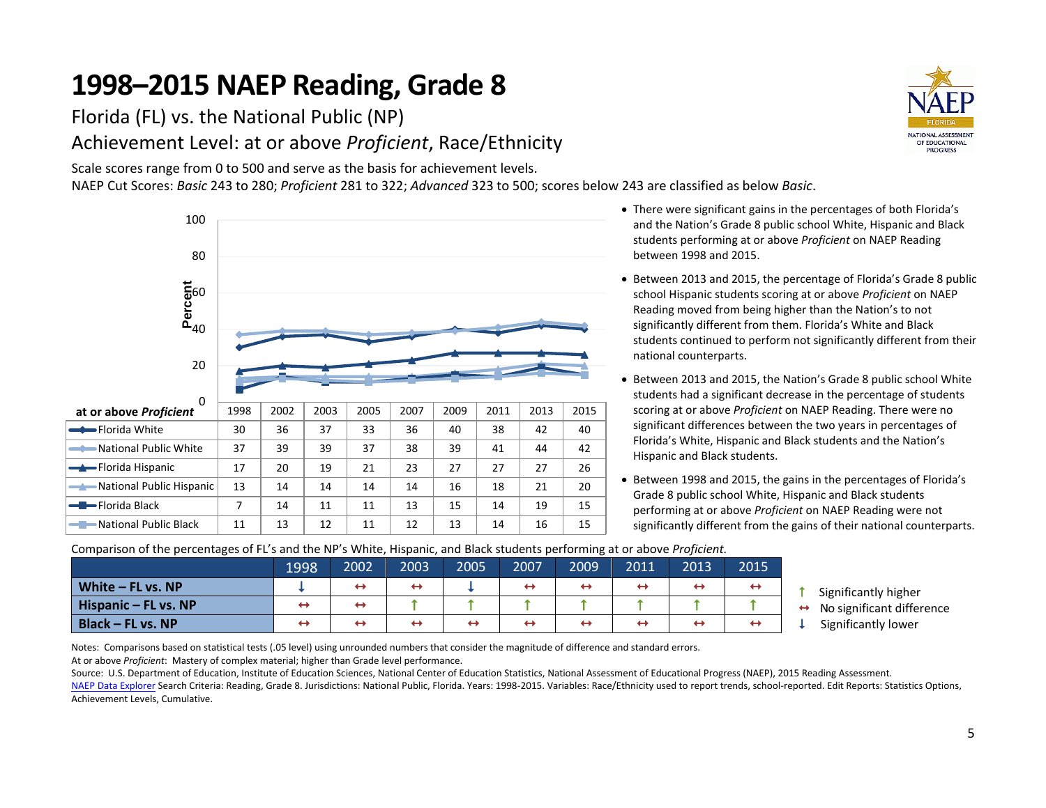# 1998–2015 NAEP Reading, Grade 8

Florida (FL) vs. the National Public (NP)

Achievement Level: at or above *Proficient*, Race/Ethnicity

Scale scores range from 0 to 500 and serve as the basis for achievement levels.

NAEP Cut Scores: *Basic* 243 to 280; *Proficient* 281 to 322; *Advanced* 323 to 500; scores below 243 are classified as below *Basic*.

| at or above *Proficient* | 1998 | 2002 | 2003 | 2005 | 2007 | 2009 | 2011 | 2013 | 2015 |
|---|---|---|---|---|---|---|---|---|---|
| Florida White | 30 | 36 | 37 | 33 | 36 | 40 | 38 | 42 | 40 |
| National Public White | 37 | 39 | 39 | 37 | 38 | 39 | 41 | 44 | 42 |
| Florida Hispanic | 17 | 20 | 19 | 21 | 23 | 27 | 27 | 27 | 26 |
| National Public Hispanic | 13 | 14 | 14 | 14 | 14 | 16 | 18 | 21 | 20 |
| Florida Black | 7 | 14 | 11 | 11 | 13 | 15 | 14 | 19 | 15 |
| National Public Black | 11 | 13 | 12 | 11 | 12 | 13 | 14 | 16 | 15 |

- There were significant gains in the percentages of both Florida's and the Nation's Grade 8 public school White, Hispanic and Black students performing at or above *Proficient* on NAEP Reading between 1998 and 2015.
- Between 2013 and 2015, the percentage of Florida's Grade 8 public school Hispanic students scoring at or above *Proficient* on NAEP Reading moved from being higher than the Nation's to not significantly different from them. Florida's White and Black students continued to perform not significantly different from their national counterparts.
- Between 2013 and 2015, the Nation's Grade 8 public school White students had a significant decrease in the percentage of students scoring at or above *Proficient* on NAEP Reading. There were no significant differences between the two years in percentages of Florida's White, Hispanic and Black students and the Nation's Hispanic and Black students.
- Between 1998 and 2015, the gains in the percentages of Florida's Grade 8 public school White, Hispanic and Black students performing at or above *Proficient* on NAEP Reading were not significantly different from the gains of their national counterparts.

Comparison of the percentages of FL's and the NP's White, Hispanic, and Black students performing at or above *Proficient*.

| | 1998 | 2002 | 2003 | 2005 | 2007 | 2009 | 2011 | 2013 | 2015 |
|---|---|---|---|---|---|---|---|---|---|
| **White – FL vs. NP** | ↓ | ↔ | ↔ | ↓ | ↔ | ↔ | ↔ | ↔ | ↔ |
| **Hispanic – FL vs. NP** | ↔ | ↔ | ↑ | ↑ | ↑ | ↑ | ↑ | ↑ | ↑ |
| **Black – FL vs. NP** | ↔ | ↔ | ↔ | ↔ | ↔ | ↔ | ↔ | ↔ | ↔ |

↑ Significantly higher
↔ No significant difference
↓ Significantly lower

Notes: Comparisons based on statistical tests (.05 level) using unrounded numbers that consider the magnitude of difference and standard errors.

At or above *Proficient*: Mastery of complex material; higher than Grade level performance.

Source: U.S. Department of Education, Institute of Education Sciences, National Center of Education Statistics, National Assessment of Educational Progress (NAEP), 2015 Reading Assessment.

NAEP Data Explorer Search Criteria: Reading, Grade 8. Jurisdictions: National Public, Florida. Years: 1998-2015. Variables: Race/Ethnicity used to report trends, school-reported. Edit Reports: Statistics Options, Achievement Levels, Cumulative.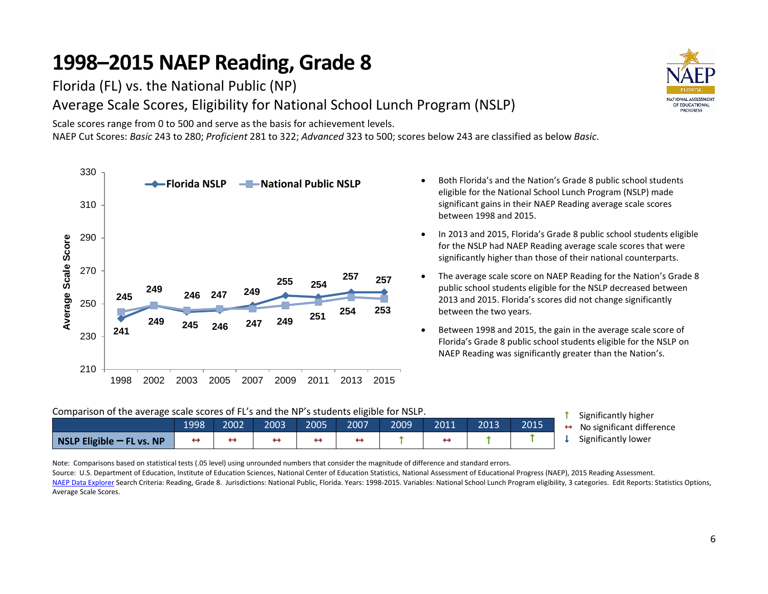# 1998–2015 NAEP Reading, Grade 8

Florida (FL) vs. the National Public (NP)

Average Scale Scores, Eligibility for National School Lunch Program (NSLP)

Scale scores range from 0 to 500 and serve as the basis for achievement levels.

NAEP Cut Scores: *Basic* 243 to 280; *Proficient* 281 to 322; *Advanced* 323 to 500; scores below 243 are classified as below *Basic*.

| Year | 1998 | 2002 | 2003 | 2005 | 2007 | 2009 | 2011 | 2013 | 2015 |
|---|---|---|---|---|---|---|---|---|---|
| Florida NSLP | 241 | 249 | 245 | 246 | 249 | 255 | 254 | 257 | 257 |
| National Public NSLP | 245 | 249 | 246 | 247 | 247 | 249 | 251 | 254 | 253 |

- Both Florida's and the Nation's Grade 8 public school students eligible for the National School Lunch Program (NSLP) made significant gains in their NAEP Reading average scale scores between 1998 and 2015.
- In 2013 and 2015, Florida's Grade 8 public school students eligible for the NSLP had NAEP Reading average scale scores that were significantly higher than those of their national counterparts.
- The average scale score on NAEP Reading for the Nation's Grade 8 public school students eligible for the NSLP decreased between 2013 and 2015. Florida's scores did not change significantly between the two years.
- Between 1998 and 2015, the gain in the average scale score of Florida's Grade 8 public school students eligible for the NSLP on NAEP Reading was significantly greater than the Nation's.

Comparison of the average scale scores of FL's and the NP's students eligible for NSLP.

| | 1998 | 2002 | 2003 | 2005 | 2007 | 2009 | 2011 | 2013 | 2015 |
|---|---|---|---|---|---|---|---|---|---|
| **NSLP Eligible – FL vs. NP** | ↔ | ↔ | ↔ | ↔ | ↔ | ↑ | ↔ | ↑ | ↑ |

↑ Significantly higher
↔ No significant difference
↓ Significantly lower

Note: Comparisons based on statistical tests (.05 level) using unrounded numbers that consider the magnitude of difference and standard errors.

Source: U.S. Department of Education, Institute of Education Sciences, National Center of Education Statistics, National Assessment of Educational Progress (NAEP), 2015 Reading Assessment.

NAEP Data Explorer Search Criteria: Reading, Grade 8. Jurisdictions: National Public, Florida. Years: 1998-2015. Variables: National School Lunch Program eligibility, 3 categories. Edit Reports: Statistics Options, Average Scale Scores.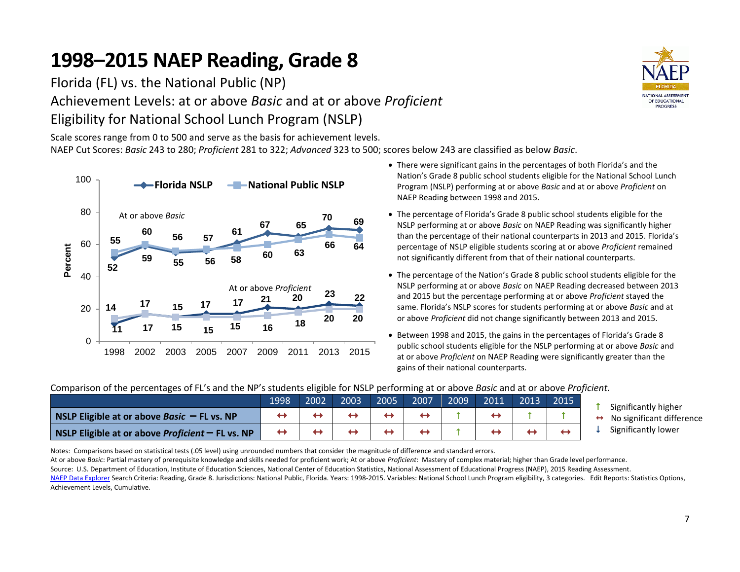# 1998–2015 NAEP Reading, Grade 8

Florida (FL) vs. the National Public (NP)

Achievement Levels: at or above *Basic* and at or above *Proficient*

Eligibility for National School Lunch Program (NSLP)

Scale scores range from 0 to 500 and serve as the basis for achievement levels.

NAEP Cut Scores: *Basic* 243 to 280; *Proficient* 281 to 322; *Advanced* 323 to 500; scores below 243 are classified as below *Basic*.

| Year | At or above *Basic*: Florida NSLP | At or above *Basic*: National Public NSLP | At or above *Proficient*: Florida NSLP | At or above *Proficient*: National Public NSLP |
|---|---|---|---|---|
| 1998 | 52 | 55 | 11 | 14 |
| 2002 | 59 | 60 | 17 | 17 |
| 2003 | 55 | 56 | 15 | 15 |
| 2005 | 56 | 57 | 17 | 15 |
| 2007 | 61 | 58 | 17 | 15 |
| 2009 | 67 | 60 | 21 | 16 |
| 2011 | 65 | 63 | 20 | 18 |
| 2013 | 70 | 66 | 23 | 20 |
| 2015 | 69 | 64 | 22 | 20 |

- There were significant gains in the percentages of both Florida's and the Nation's Grade 8 public school students eligible for the National School Lunch Program (NSLP) performing at or above *Basic* and at or above *Proficient* on NAEP Reading between 1998 and 2015.
- The percentage of Florida's Grade 8 public school students eligible for the NSLP performing at or above *Basic* on NAEP Reading was significantly higher than the percentage of their national counterparts in 2013 and 2015. Florida's percentage of NSLP eligible students scoring at or above *Proficient* remained not significantly different from that of their national counterparts.
- The percentage of the Nation's Grade 8 public school students eligible for the NSLP performing at or above *Basic* on NAEP Reading decreased between 2013 and 2015 but the percentage performing at or above *Proficient* stayed the same. Florida's NSLP scores for students performing at or above *Basic* and at or above *Proficient* did not change significantly between 2013 and 2015.
- Between 1998 and 2015, the gains in the percentages of Florida's Grade 8 public school students eligible for the NSLP performing at or above *Basic* and at or above *Proficient* on NAEP Reading were significantly greater than the gains of their national counterparts.

Comparison of the percentages of FL's and the NP's students eligible for NSLP performing at or above *Basic* and at or above *Proficient.*

| | 1998 | 2002 | 2003 | 2005 | 2007 | 2009 | 2011 | 2013 | 2015 |
|---|---|---|---|---|---|---|---|---|---|
| **NSLP Eligible at or above *Basic* – FL vs. NP** | ↔ | ↔ | ↔ | ↔ | ↔ | ↑ | ↔ | ↑ | ↑ |
| **NSLP Eligible at or above *Proficient* – FL vs. NP** | ↔ | ↔ | ↔ | ↔ | ↔ | ↑ | ↔ | ↔ | ↔ |

↑ Significantly higher
↔ No significant difference
↓ Significantly lower

Notes: Comparisons based on statistical tests (.05 level) using unrounded numbers that consider the magnitude of difference and standard errors.

At or above *Basic*: Partial mastery of prerequisite knowledge and skills needed for proficient work; At or above *Proficient*: Mastery of complex material; higher than Grade level performance.

Source: U.S. Department of Education, Institute of Education Sciences, National Center of Education Statistics, National Assessment of Educational Progress (NAEP), 2015 Reading Assessment.

NAEP Data Explorer Search Criteria: Reading, Grade 8. Jurisdictions: National Public, Florida. Years: 1998-2015. Variables: National School Lunch Program eligibility, 3 categories. Edit Reports: Statistics Options, Achievement Levels, Cumulative.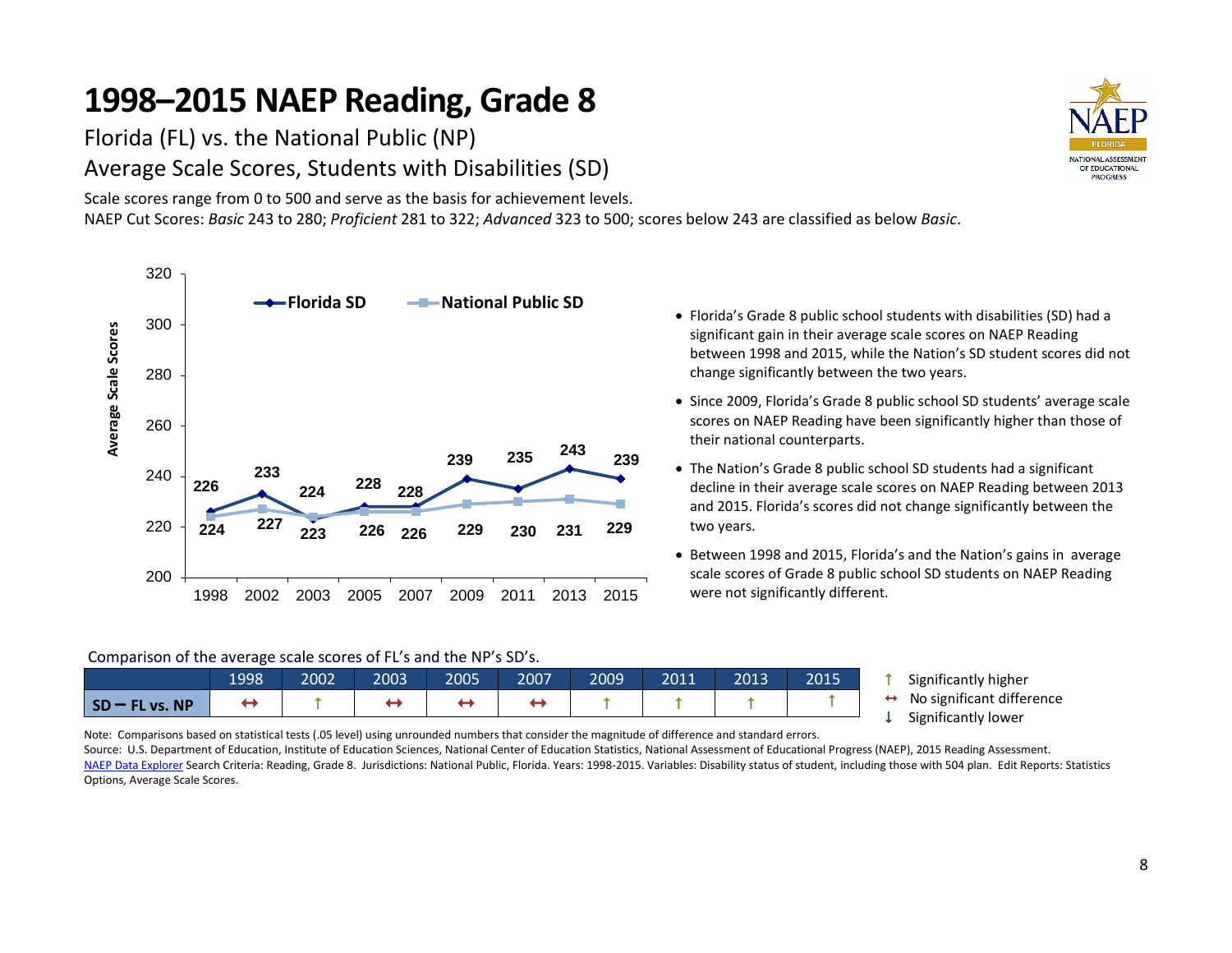# 1998–2015 NAEP Reading, Grade 8

Florida (FL) vs. the National Public (NP)

Average Scale Scores, Students with Disabilities (SD)

Scale scores range from 0 to 500 and serve as the basis for achievement levels.

NAEP Cut Scores: *Basic* 243 to 280; *Proficient* 281 to 322; *Advanced* 323 to 500; scores below 243 are classified as below *Basic*.

| Year | Florida SD | National Public SD |
|---|---|---|
| 1998 | 226 | 224 |
| 2002 | 233 | 227 |
| 2003 | 224 | 223 |
| 2005 | 228 | 226 |
| 2007 | 228 | 226 |
| 2009 | 239 | 229 |
| 2011 | 235 | 230 |
| 2013 | 243 | 231 |
| 2015 | 239 | 229 |

- Florida's Grade 8 public school students with disabilities (SD) had a significant gain in their average scale scores on NAEP Reading between 1998 and 2015, while the Nation's SD student scores did not change significantly between the two years.
- Since 2009, Florida's Grade 8 public school SD students' average scale scores on NAEP Reading have been significantly higher than those of their national counterparts.
- The Nation's Grade 8 public school SD students had a significant decline in their average scale scores on NAEP Reading between 2013 and 2015. Florida's scores did not change significantly between the two years.
- Between 1998 and 2015, Florida's and the Nation's gains in average scale scores of Grade 8 public school SD students on NAEP Reading were not significantly different.

Comparison of the average scale scores of FL's and the NP's SD's.

| | 1998 | 2002 | 2003 | 2005 | 2007 | 2009 | 2011 | 2013 | 2015 |
|---|---|---|---|---|---|---|---|---|---|
| **SD – FL vs. NP** | ↔ | ↑ | ↔ | ↔ | ↔ | ↑ | ↑ | ↑ | ↑ |

↑ Significantly higher
↔ No significant difference
↓ Significantly lower

Note: Comparisons based on statistical tests (.05 level) using unrounded numbers that consider the magnitude of difference and standard errors.

Source: U.S. Department of Education, Institute of Education Sciences, National Center of Education Statistics, National Assessment of Educational Progress (NAEP), 2015 Reading Assessment.

NAEP Data Explorer Search Criteria: Reading, Grade 8. Jurisdictions: National Public, Florida. Years: 1998-2015. Variables: Disability status of student, including those with 504 plan. Edit Reports: Statistics Options, Average Scale Scores.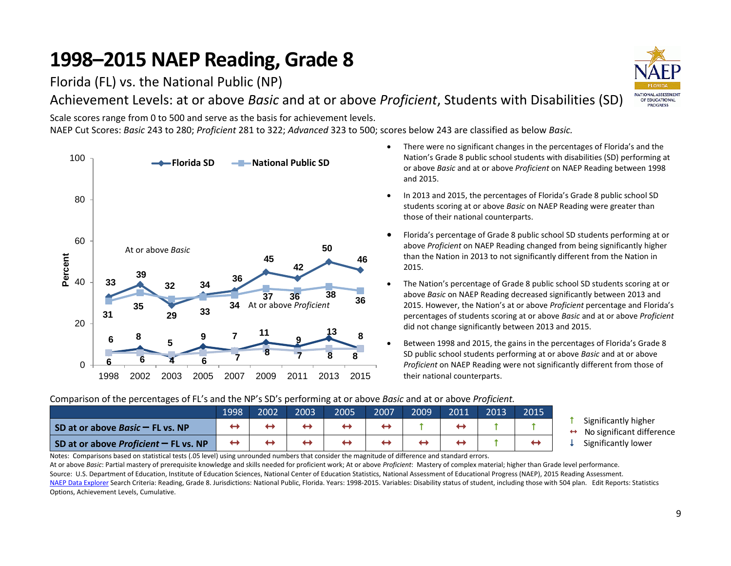# 1998–2015 NAEP Reading, Grade 8

Florida (FL) vs. the National Public (NP)

Achievement Levels: at or above *Basic* and at or above *Proficient*, Students with Disabilities (SD)

Scale scores range from 0 to 500 and serve as the basis for achievement levels.

NAEP Cut Scores: *Basic* 243 to 280; *Proficient* 281 to 322; *Advanced* 323 to 500; scores below 243 are classified as below *Basic.*

| Year | 1998 | 2002 | 2003 | 2005 | 2007 | 2009 | 2011 | 2013 | 2015 |
|---|---|---|---|---|---|---|---|---|---|
| Florida SD – At or above *Basic* | 33 | 39 | 29 | 34 | 36 | 45 | 42 | 50 | 46 |
| National Public SD – At or above *Basic* | 31 | 35 | 32 | 33 | 34 | 37 | 36 | 38 | 36 |
| Florida SD – At or above *Proficient* | 6 | 8 | 4 | 9 | 7 | 11 | 9 | 13 | 8 |
| National Public SD – At or above *Proficient* | 6 | 6 | 5 | 6 | 7 | 8 | 7 | 8 | 8 |

- There were no significant changes in the percentages of Florida's and the Nation's Grade 8 public school students with disabilities (SD) performing at or above *Basic* and at or above *Proficient* on NAEP Reading between 1998 and 2015.
- In 2013 and 2015, the percentages of Florida's Grade 8 public school SD students scoring at or above *Basic* on NAEP Reading were greater than those of their national counterparts.
- Florida's percentage of Grade 8 public school SD students performing at or above *Proficient* on NAEP Reading changed from being significantly higher than the Nation in 2013 to not significantly different from the Nation in 2015.
- The Nation's percentage of Grade 8 public school SD students scoring at or above *Basic* on NAEP Reading decreased significantly between 2013 and 2015. However, the Nation's at or above *Proficient* percentage and Florida's percentages of students scoring at or above *Basic* and at or above *Proficient* did not change significantly between 2013 and 2015.
- Between 1998 and 2015, the gains in the percentages of Florida's Grade 8 SD public school students performing at or above *Basic* and at or above *Proficient* on NAEP Reading were not significantly different from those of their national counterparts.

Comparison of the percentages of FL's and the NP's SD's performing at or above *Basic* and at or above *Proficient.*

| | 1998 | 2002 | 2003 | 2005 | 2007 | 2009 | 2011 | 2013 | 2015 |
|---|---|---|---|---|---|---|---|---|---|
| **SD at or above *Basic* – FL vs. NP** | ↔ | ↔ | ↔ | ↔ | ↔ | ↑ | ↔ | ↑ | ↑ |
| **SD at or above *Proficient* – FL vs. NP** | ↔ | ↔ | ↔ | ↔ | ↔ | ↔ | ↔ | ↑ | ↔ |

↑ Significantly higher
↔ No significant difference
↓ Significantly lower

Notes: Comparisons based on statistical tests (.05 level) using unrounded numbers that consider the magnitude of difference and standard errors.

At or above *Basic*: Partial mastery of prerequisite knowledge and skills needed for proficient work; At or above *Proficient*: Mastery of complex material; higher than Grade level performance.

Source: U.S. Department of Education, Institute of Education Sciences, National Center of Education Statistics, National Assessment of Educational Progress (NAEP), 2015 Reading Assessment.

NAEP Data Explorer Search Criteria: Reading, Grade 8. Jurisdictions: National Public, Florida. Years: 1998-2015. Variables: Disability status of student, including those with 504 plan. Edit Reports: Statistics Options, Achievement Levels, Cumulative.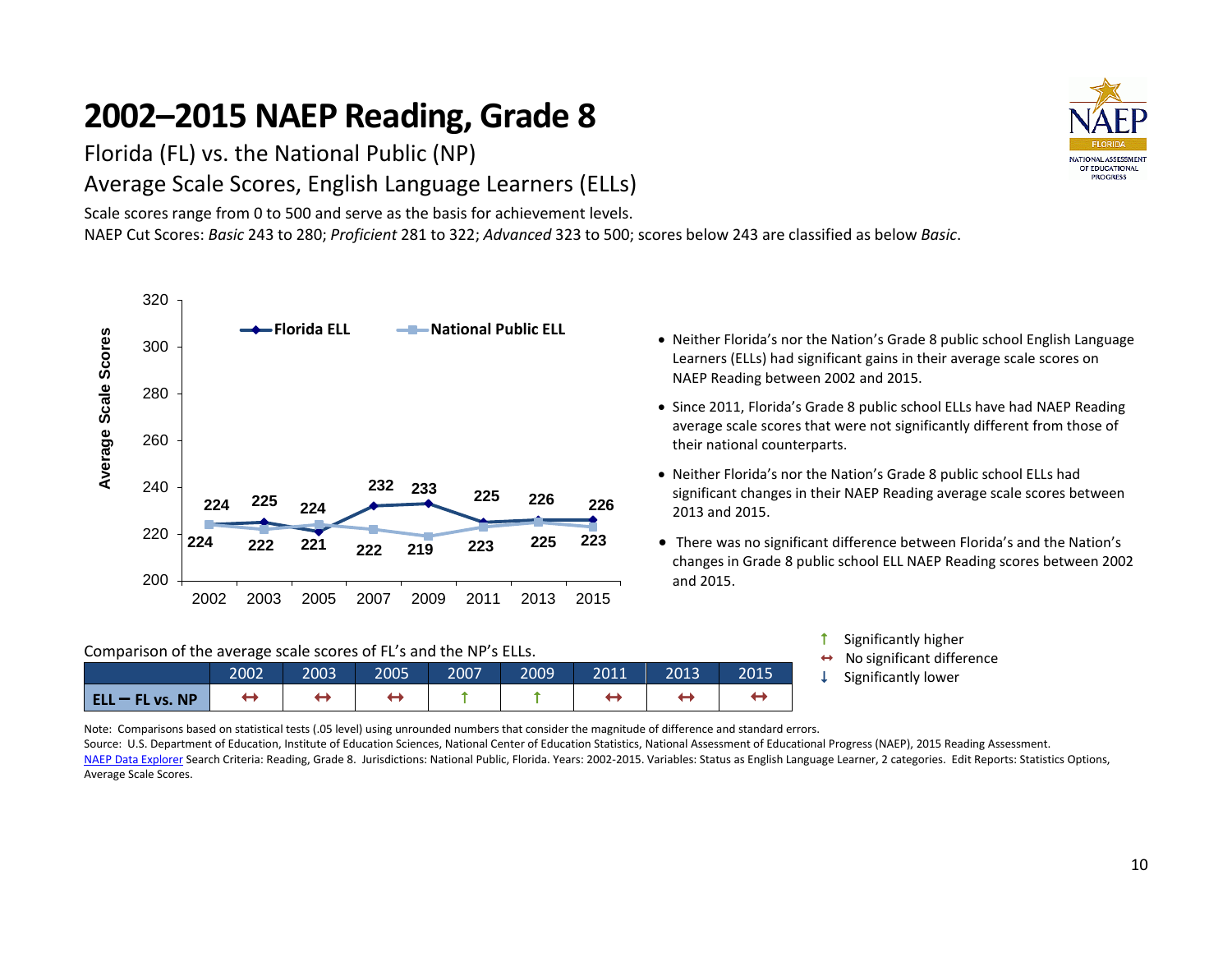# 2002–2015 NAEP Reading, Grade 8

Florida (FL) vs. the National Public (NP)

Average Scale Scores, English Language Learners (ELLs)

Scale scores range from 0 to 500 and serve as the basis for achievement levels.

NAEP Cut Scores: *Basic* 243 to 280; *Proficient* 281 to 322; *Advanced* 323 to 500; scores below 243 are classified as below *Basic*.

| Year | Florida ELL | National Public ELL |
|---|---|---|
| 2002 | 224 | 224 |
| 2003 | 225 | 222 |
| 2005 | 221 | 224 |
| 2007 | 232 | 222 |
| 2009 | 233 | 219 |
| 2011 | 225 | 223 |
| 2013 | 226 | 225 |
| 2015 | 226 | 223 |

- Neither Florida's nor the Nation's Grade 8 public school English Language Learners (ELLs) had significant gains in their average scale scores on NAEP Reading between 2002 and 2015.
- Since 2011, Florida's Grade 8 public school ELLs have had NAEP Reading average scale scores that were not significantly different from those of their national counterparts.
- Neither Florida's nor the Nation's Grade 8 public school ELLs had significant changes in their NAEP Reading average scale scores between 2013 and 2015.
- There was no significant difference between Florida's and the Nation's changes in Grade 8 public school ELL NAEP Reading scores between 2002 and 2015.

Comparison of the average scale scores of FL's and the NP's ELLs.

| | 2002 | 2003 | 2005 | 2007 | 2009 | 2011 | 2013 | 2015 |
|---|---|---|---|---|---|---|---|---|
| **ELL – FL vs. NP** | ↔ | ↔ | ↔ | ↑ | ↑ | ↔ | ↔ | ↔ |

↑ Significantly higher
↔ No significant difference
↓ Significantly lower

Note: Comparisons based on statistical tests (.05 level) using unrounded numbers that consider the magnitude of difference and standard errors.

Source: U.S. Department of Education, Institute of Education Sciences, National Center of Education Statistics, National Assessment of Educational Progress (NAEP), 2015 Reading Assessment.

NAEP Data Explorer Search Criteria: Reading, Grade 8. Jurisdictions: National Public, Florida. Years: 2002-2015. Variables: Status as English Language Learner, 2 categories. Edit Reports: Statistics Options, Average Scale Scores.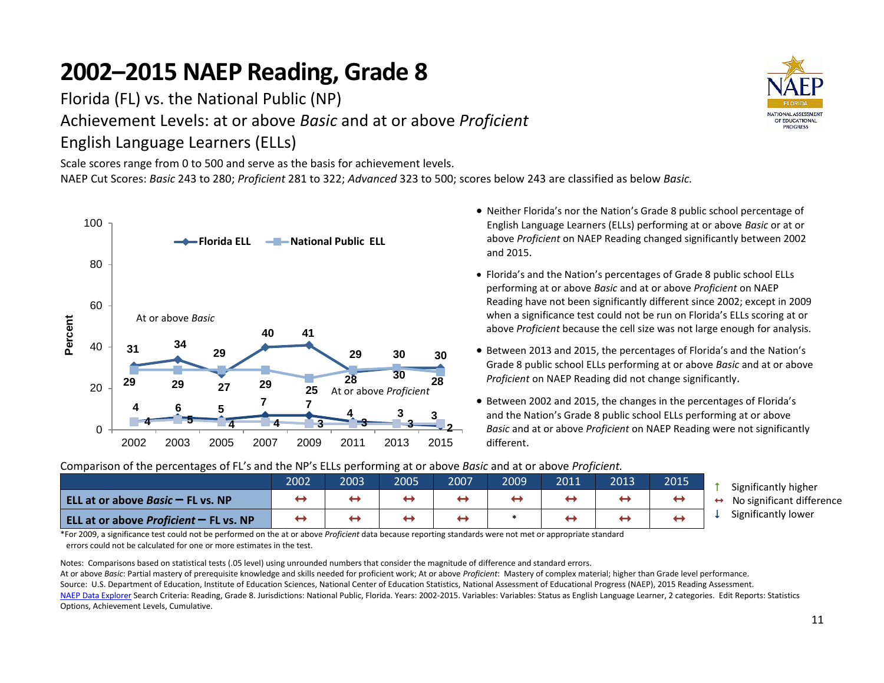# 2002–2015 NAEP Reading, Grade 8

Florida (FL) vs. the National Public (NP)

Achievement Levels: at or above *Basic* and at or above *Proficient*

English Language Learners (ELLs)

Scale scores range from 0 to 500 and serve as the basis for achievement levels.

NAEP Cut Scores: *Basic* 243 to 280; *Proficient* 281 to 322; *Advanced* 323 to 500; scores below 243 are classified as below *Basic.*

Florida ELL
National Public ELL

Percent

100
80
60
40
20
0

At or above *Basic*

31 34 29 40 41 29 30 30

29 29 27 29 25 28 30 28

At or above *Proficient*

4 6 5 7 7 4 3 3

4 5 4 4 3 3 3 2

2002 2003 2005 2007 2009 2011 2013 2015

- Neither Florida's nor the Nation's Grade 8 public school percentage of English Language Learners (ELLs) performing at or above *Basic* or at or above *Proficient* on NAEP Reading changed significantly between 2002 and 2015.
- Florida's and the Nation's percentages of Grade 8 public school ELLs performing at or above *Basic* and at or above *Proficient* on NAEP Reading have not been significantly different since 2002; except in 2009 when a significance test could not be run on Florida's ELLs scoring at or above *Proficient* because the cell size was not large enough for analysis.
- Between 2013 and 2015, the percentages of Florida's and the Nation's Grade 8 public school ELLs performing at or above *Basic* and at or above *Proficient* on NAEP Reading did not change significantly.
- Between 2002 and 2015, the changes in the percentages of Florida's and the Nation's Grade 8 public school ELLs performing at or above *Basic* and at or above *Proficient* on NAEP Reading were not significantly different.

Comparison of the percentages of FL's and the NP's ELLs performing at or above *Basic* and at or above *Proficient.*

| | 2002 | 2003 | 2005 | 2007 | 2009 | 2011 | 2013 | 2015 |
|---|---|---|---|---|---|---|---|---|
| **ELL at or above *Basic* – FL vs. NP** | ↔ | ↔ | ↔ | ↔ | ↔ | ↔ | ↔ | ↔ |
| **ELL at or above *Proficient* – FL vs. NP** | ↔ | ↔ | ↔ | ↔ | * | ↔ | ↔ | ↔ |

↑ Significantly higher
↔ No significant difference
↓ Significantly lower

*For 2009, a significance test could not be performed on the at or above *Proficient* data because reporting standards were not met or appropriate standard errors could not be calculated for one or more estimates in the test.

Notes: Comparisons based on statistical tests (.05 level) using unrounded numbers that consider the magnitude of difference and standard errors.

At or above *Basic*: Partial mastery of prerequisite knowledge and skills needed for proficient work; At or above *Proficient*: Mastery of complex material; higher than Grade level performance.

Source: U.S. Department of Education, Institute of Education Sciences, National Center of Education Statistics, National Assessment of Educational Progress (NAEP), 2015 Reading Assessment.

NAEP Data Explorer Search Criteria: Reading, Grade 8. Jurisdictions: National Public, Florida. Years: 2002-2015. Variables: Variables: Status as English Language Learner, 2 categories. Edit Reports: Statistics Options, Achievement Levels, Cumulative.